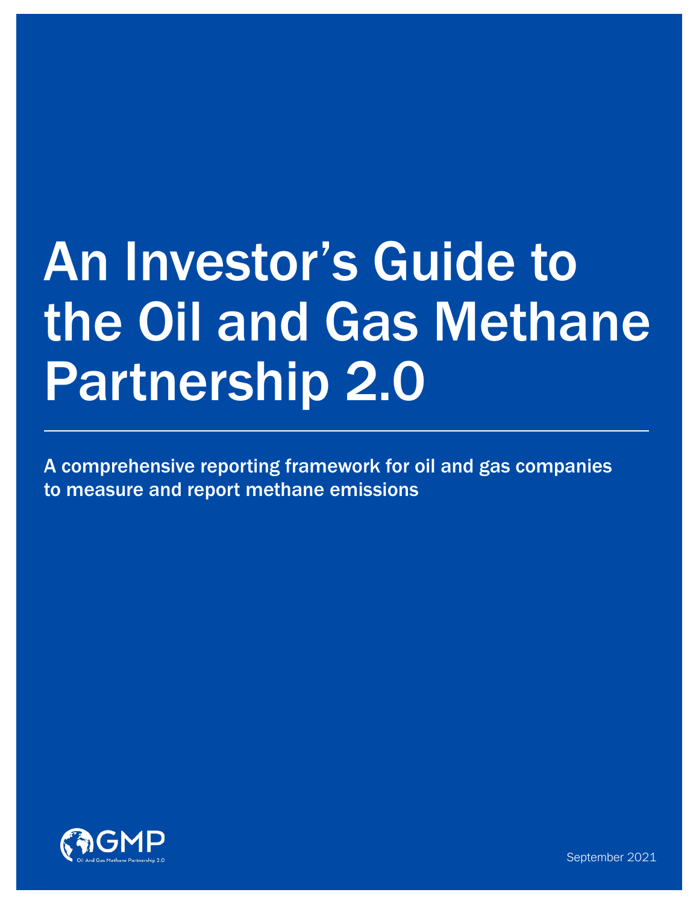# An Investor's Guide to the Oil and Gas Methane Partnership 2.0

A comprehensive reporting framework for oil and gas companies to measure and report methane emissions

OGMP

Oil And Gas Methane Partnership 2.0

September 2021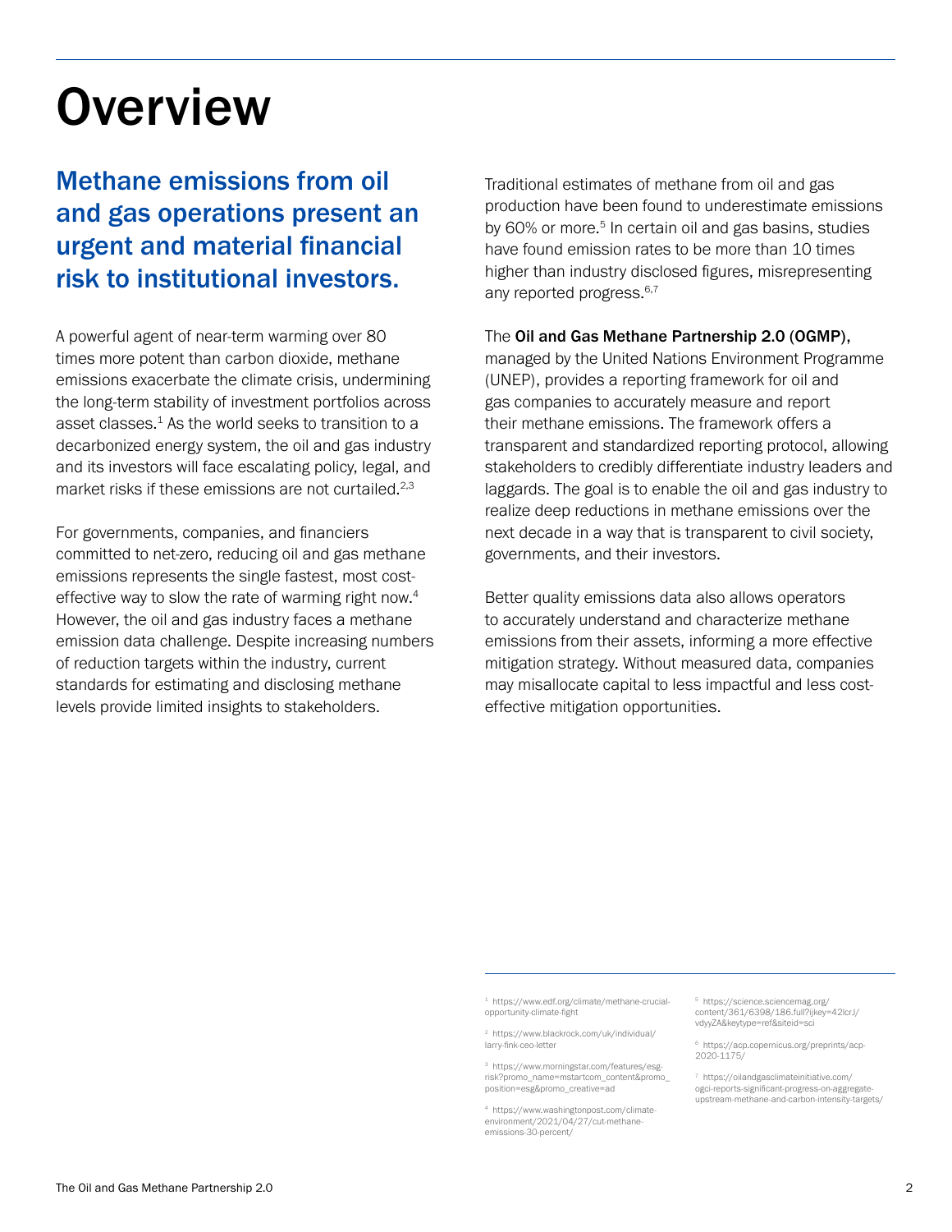# Overview

## Methane emissions from oil and gas operations present an urgent and material financial risk to institutional investors.

A powerful agent of near-term warming over 80 times more potent than carbon dioxide, methane emissions exacerbate the climate crisis, undermining the long-term stability of investment portfolios across asset classes.[1] As the world seeks to transition to a decarbonized energy system, the oil and gas industry and its investors will face escalating policy, legal, and market risks if these emissions are not curtailed.[2,3]

For governments, companies, and financiers committed to net-zero, reducing oil and gas methane emissions represents the single fastest, most cost-effective way to slow the rate of warming right now.[4] However, the oil and gas industry faces a methane emission data challenge. Despite increasing numbers of reduction targets within the industry, current standards for estimating and disclosing methane levels provide limited insights to stakeholders.

Traditional estimates of methane from oil and gas production have been found to underestimate emissions by 60% or more.[5] In certain oil and gas basins, studies have found emission rates to be more than 10 times higher than industry disclosed figures, misrepresenting any reported progress.[6,7]

The **Oil and Gas Methane Partnership 2.0 (OGMP)**, managed by the United Nations Environment Programme (UNEP), provides a reporting framework for oil and gas companies to accurately measure and report their methane emissions. The framework offers a transparent and standardized reporting protocol, allowing stakeholders to credibly differentiate industry leaders and laggards. The goal is to enable the oil and gas industry to realize deep reductions in methane emissions over the next decade in a way that is transparent to civil society, governments, and their investors.

Better quality emissions data also allows operators to accurately understand and characterize methane emissions from their assets, informing a more effective mitigation strategy. Without measured data, companies may misallocate capital to less impactful and less cost-effective mitigation opportunities.

---

[1] https://www.edf.org/climate/methane-crucial-opportunity-climate-fight

[2] https://www.blackrock.com/uk/individual/larry-fink-ceo-letter

[3] https://www.morningstar.com/features/esg-risk?promo_name=mstartcom_content&promo_position=esg&promo_creative=ad

[4] https://www.washingtonpost.com/climate-environment/2021/04/27/cut-methane-emissions-30-percent/

[5] https://science.sciencemag.org/content/361/6398/186.full?ijkey=42lcrJ/vdyyZA&keytype=ref&siteid=sci

[6] https://acp.copernicus.org/preprints/acp-2020-1175/

[7] https://oilandgasclimateinitiative.com/ogci-reports-significant-progress-on-aggregate-upstream-methane-and-carbon-intensity-targets/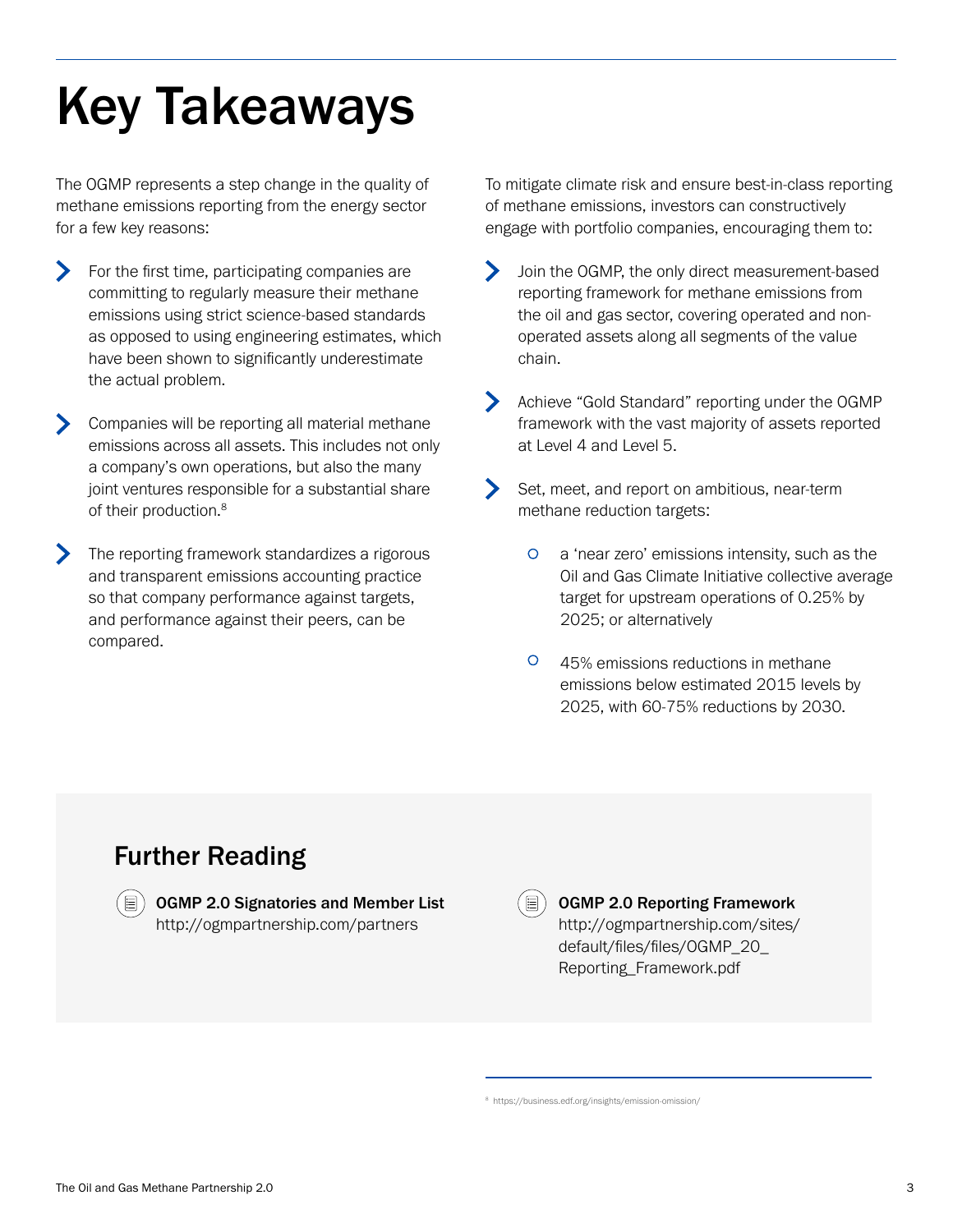# Key Takeaways

The OGMP represents a step change in the quality of methane emissions reporting from the energy sector for a few key reasons:

- For the first time, participating companies are committing to regularly measure their methane emissions using strict science-based standards as opposed to using engineering estimates, which have been shown to significantly underestimate the actual problem.
- Companies will be reporting all material methane emissions across all assets. This includes not only a company's own operations, but also the many joint ventures responsible for a substantial share of their production.[8]
- The reporting framework standardizes a rigorous and transparent emissions accounting practice so that company performance against targets, and performance against their peers, can be compared.

To mitigate climate risk and ensure best-in-class reporting of methane emissions, investors can constructively engage with portfolio companies, encouraging them to:

- Join the OGMP, the only direct measurement-based reporting framework for methane emissions from the oil and gas sector, covering operated and non-operated assets along all segments of the value chain.
- Achieve "Gold Standard" reporting under the OGMP framework with the vast majority of assets reported at Level 4 and Level 5.
- Set, meet, and report on ambitious, near-term methane reduction targets:
    - a 'near zero' emissions intensity, such as the Oil and Gas Climate Initiative collective average target for upstream operations of 0.25% by 2025; or alternatively
    - 45% emissions reductions in methane emissions below estimated 2015 levels by 2025, with 60-75% reductions by 2030.

## Further Reading

**OGMP 2.0 Signatories and Member List**
http://ogmpartnership.com/partners

**OGMP 2.0 Reporting Framework**
http://ogmpartnership.com/sites/default/files/files/OGMP_20_Reporting_Framework.pdf

[8] https://business.edf.org/insights/emission-omission/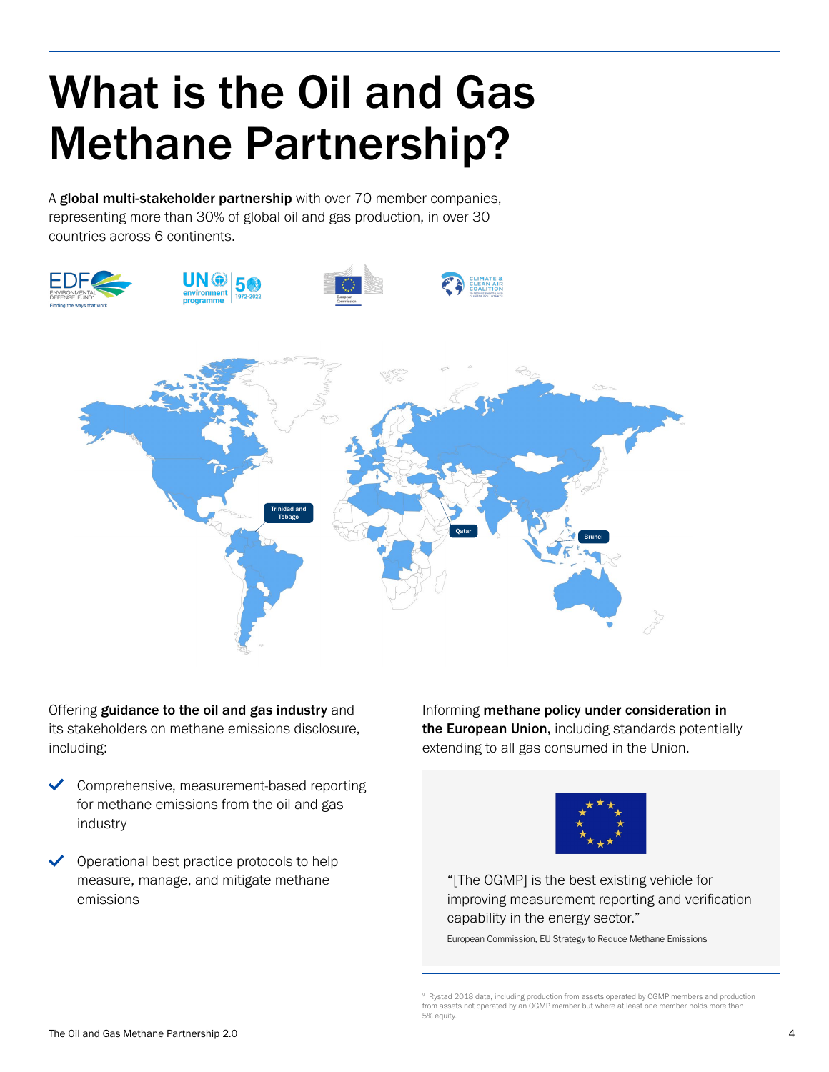# What is the Oil and Gas Methane Partnership?

A **global multi-stakeholder partnership** with over 70 member companies, representing more than 30% of global oil and gas production, in over 30 countries across 6 continents.

Offering **guidance to the oil and gas industry** and its stakeholders on methane emissions disclosure, including:

- Comprehensive, measurement-based reporting for methane emissions from the oil and gas industry
- Operational best practice protocols to help measure, manage, and mitigate methane emissions

Informing **methane policy under consideration in the European Union,** including standards potentially extending to all gas consumed in the Union.

"[The OGMP] is the best existing vehicle for improving measurement reporting and verification capability in the energy sector."

European Commission, EU Strategy to Reduce Methane Emissions

[9] Rystad 2018 data, including production from assets operated by OGMP members and production from assets not operated by an OGMP member but where at least one member holds more than 5% equity.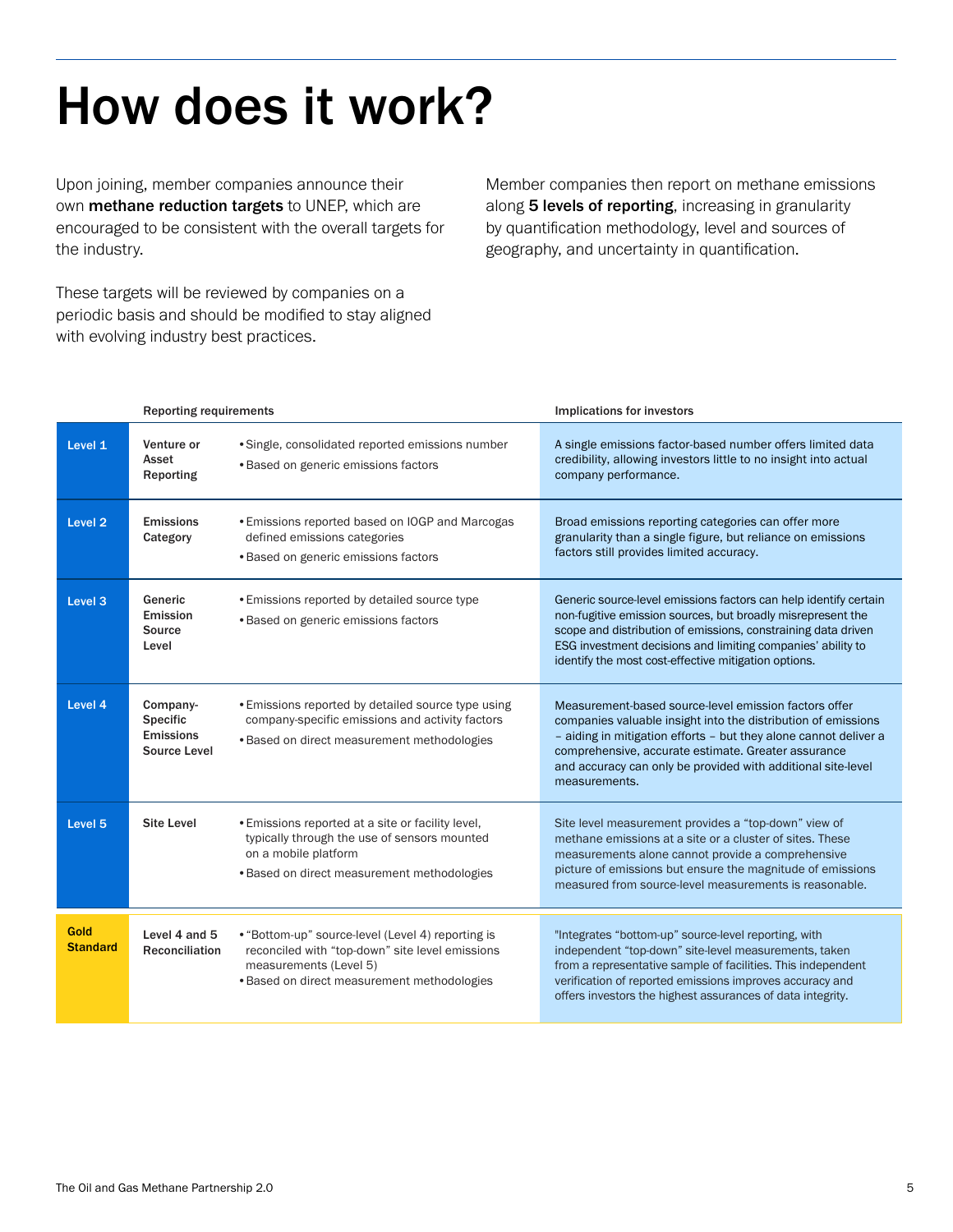# How does it work?

Upon joining, member companies announce their own **methane reduction targets** to UNEP, which are encouraged to be consistent with the overall targets for the industry.

These targets will be reviewed by companies on a periodic basis and should be modified to stay aligned with evolving industry best practices.

Member companies then report on methane emissions along **5 levels of reporting**, increasing in granularity by quantification methodology, level and sources of geography, and uncertainty in quantification.

| | Reporting requirements | | Implications for investors |
|---|---|---|---|
| **Level 1** | **Venture or Asset Reporting** | • Single, consolidated reported emissions number<br>• Based on generic emissions factors | A single emissions factor-based number offers limited data credibility, allowing investors little to no insight into actual company performance. |
| **Level 2** | **Emissions Category** | • Emissions reported based on IOGP and Marcogas defined emissions categories<br>• Based on generic emissions factors | Broad emissions reporting categories can offer more granularity than a single figure, but reliance on emissions factors still provides limited accuracy. |
| **Level 3** | **Generic Emission Source Level** | • Emissions reported by detailed source type<br>• Based on generic emissions factors | Generic source-level emissions factors can help identify certain non-fugitive emission sources, but broadly misrepresent the scope and distribution of emissions, constraining data driven ESG investment decisions and limiting companies' ability to identify the most cost-effective mitigation options. |
| **Level 4** | **Company-Specific Emissions Source Level** | • Emissions reported by detailed source type using company-specific emissions and activity factors<br>• Based on direct measurement methodologies | Measurement-based source-level emission factors offer companies valuable insight into the distribution of emissions – aiding in mitigation efforts – but they alone cannot deliver a comprehensive, accurate estimate. Greater assurance and accuracy can only be provided with additional site-level measurements. |
| **Level 5** | **Site Level** | • Emissions reported at a site or facility level, typically through the use of sensors mounted on a mobile platform<br>• Based on direct measurement methodologies | Site level measurement provides a "top-down" view of methane emissions at a site or a cluster of sites. These measurements alone cannot provide a comprehensive picture of emissions but ensure the magnitude of emissions measured from source-level measurements is reasonable. |
| **Gold Standard** | **Level 4 and 5 Reconciliation** | • "Bottom-up" source-level (Level 4) reporting is reconciled with "top-down" site level emissions measurements (Level 5)<br>• Based on direct measurement methodologies | "Integrates "bottom-up" source-level reporting, with independent "top-down" site-level measurements, taken from a representative sample of facilities. This independent verification of reported emissions improves accuracy and offers investors the highest assurances of data integrity. |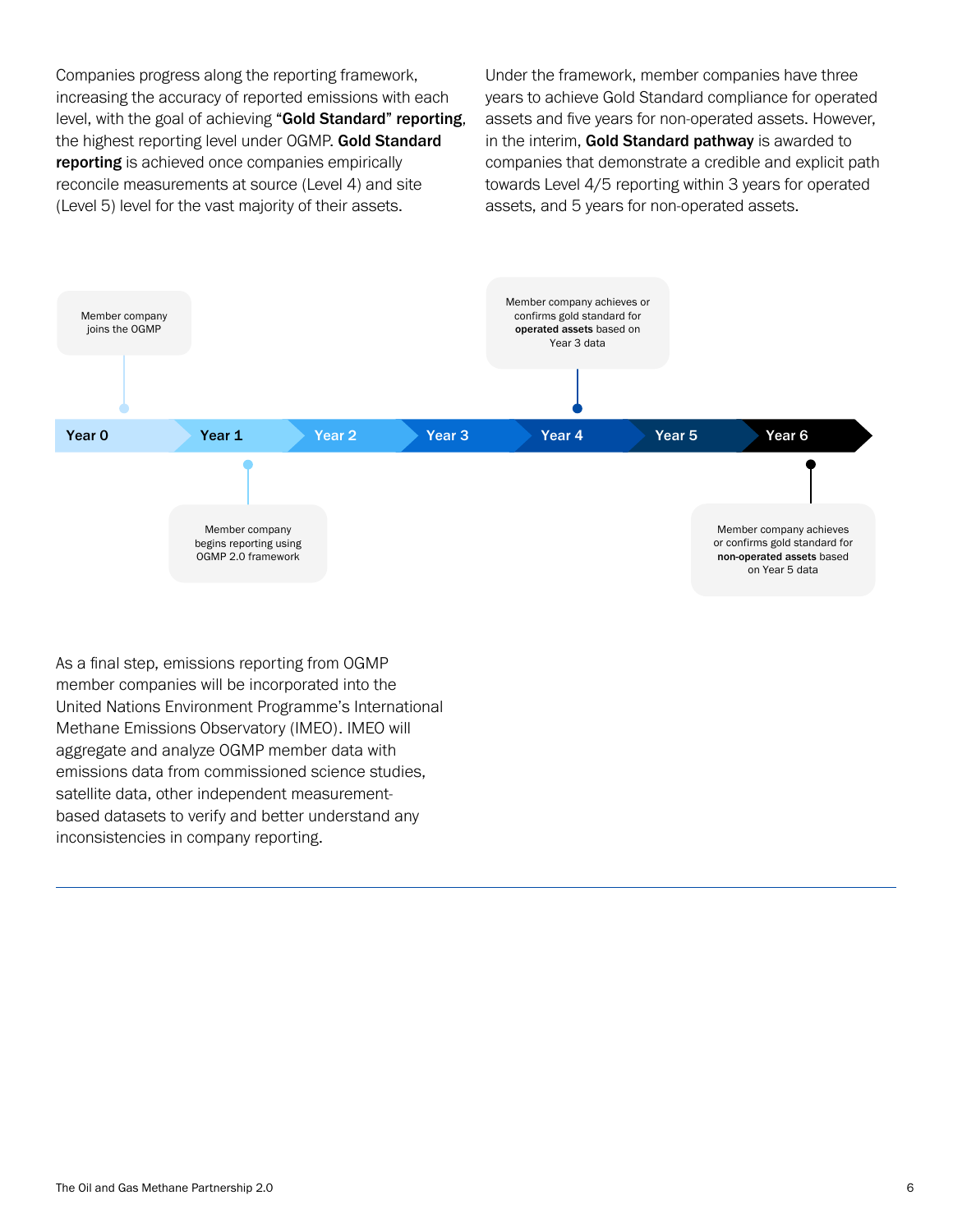Companies progress along the reporting framework, increasing the accuracy of reported emissions with each level, with the goal of achieving **"Gold Standard" reporting**, the highest reporting level under OGMP. **Gold Standard reporting** is achieved once companies empirically reconcile measurements at source (Level 4) and site (Level 5) level for the vast majority of their assets.

Under the framework, member companies have three years to achieve Gold Standard compliance for operated assets and five years for non-operated assets. However, in the interim, **Gold Standard pathway** is awarded to companies that demonstrate a credible and explicit path towards Level 4/5 reporting within 3 years for operated assets, and 5 years for non-operated assets.

Year 0 — Member company joins the OGMP

Year 1 — Member company begins reporting using OGMP 2.0 framework

Year 2

Year 3

Year 4 — Member company achieves or confirms gold standard for **operated assets** based on Year 3 data

Year 5

Year 6 — Member company achieves or confirms gold standard for **non-operated assets** based on Year 5 data

As a final step, emissions reporting from OGMP member companies will be incorporated into the United Nations Environment Programme's International Methane Emissions Observatory (IMEO). IMEO will aggregate and analyze OGMP member data with emissions data from commissioned science studies, satellite data, other independent measurement-based datasets to verify and better understand any inconsistencies in company reporting.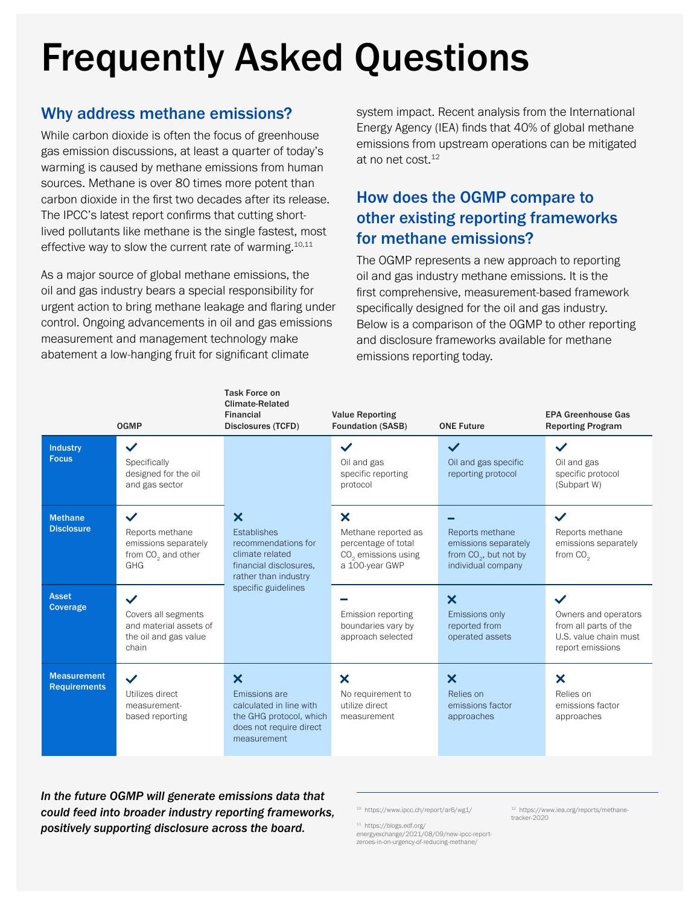# Frequently Asked Questions

## Why address methane emissions?

While carbon dioxide is often the focus of greenhouse gas emission discussions, at least a quarter of today's warming is caused by methane emissions from human sources. Methane is over 80 times more potent than carbon dioxide in the first two decades after its release. The IPCC's latest report confirms that cutting short-lived pollutants like methane is the single fastest, most effective way to slow the current rate of warming.[10,11]

As a major source of global methane emissions, the oil and gas industry bears a special responsibility for urgent action to bring methane leakage and flaring under control. Ongoing advancements in oil and gas emissions measurement and management technology make abatement a low-hanging fruit for significant climate system impact. Recent analysis from the International Energy Agency (IEA) finds that 40% of global methane emissions from upstream operations can be mitigated at no net cost.[12]

## How does the OGMP compare to other existing reporting frameworks for methane emissions?

The OGMP represents a new approach to reporting oil and gas industry methane emissions. It is the first comprehensive, measurement-based framework specifically designed for the oil and gas industry. Below is a comparison of the OGMP to other reporting and disclosure frameworks available for methane emissions reporting today.

| | OGMP | Task Force on Climate-Related Financial Disclosures (TCFD) | Value Reporting Foundation (SASB) | ONE Future | EPA Greenhouse Gas Reporting Program |
|---|---|---|---|---|---|
| **Industry Focus** | ✓ Specifically designed for the oil and gas sector | | ✓ Oil and gas specific reporting protocol | ✓ Oil and gas specific reporting protocol | ✓ Oil and gas specific protocol (Subpart W) |
| **Methane Disclosure** | ✓ Reports methane emissions separately from $CO_2$ and other GHG | ✗ Establishes recommendations for climate related financial disclosures, rather than industry specific guidelines | ✗ Methane reported as percentage of total $CO_2$ emissions using a 100-year GWP | – Reports methane emissions separately from $CO_2$, but not by individual company | ✓ Reports methane emissions separately from $CO_2$ |
| **Asset Coverage** | ✓ Covers all segments and material assets of the oil and gas value chain | | – Emission reporting boundaries vary by approach selected | ✗ Emissions only reported from operated assets | ✓ Owners and operators from all parts of the U.S. value chain must report emissions |
| **Measurement Requirements** | ✓ Utilizes direct measurement-based reporting | ✗ Emissions are calculated in line with the GHG protocol, which does not require direct measurement | ✗ No requirement to utilize direct measurement | ✗ Relies on emissions factor approaches | ✗ Relies on emissions factor approaches |

***In the future OGMP will generate emissions data that could feed into broader industry reporting frameworks, positively supporting disclosure across the board.***

[10] https://www.ipcc.ch/report/ar6/wg1/

[11] https://blogs.edf.org/energyexchange/2021/08/09/new-ipcc-report-zeroes-in-on-urgency-of-reducing-methane/

[12] https://www.iea.org/reports/methane-tracker-2020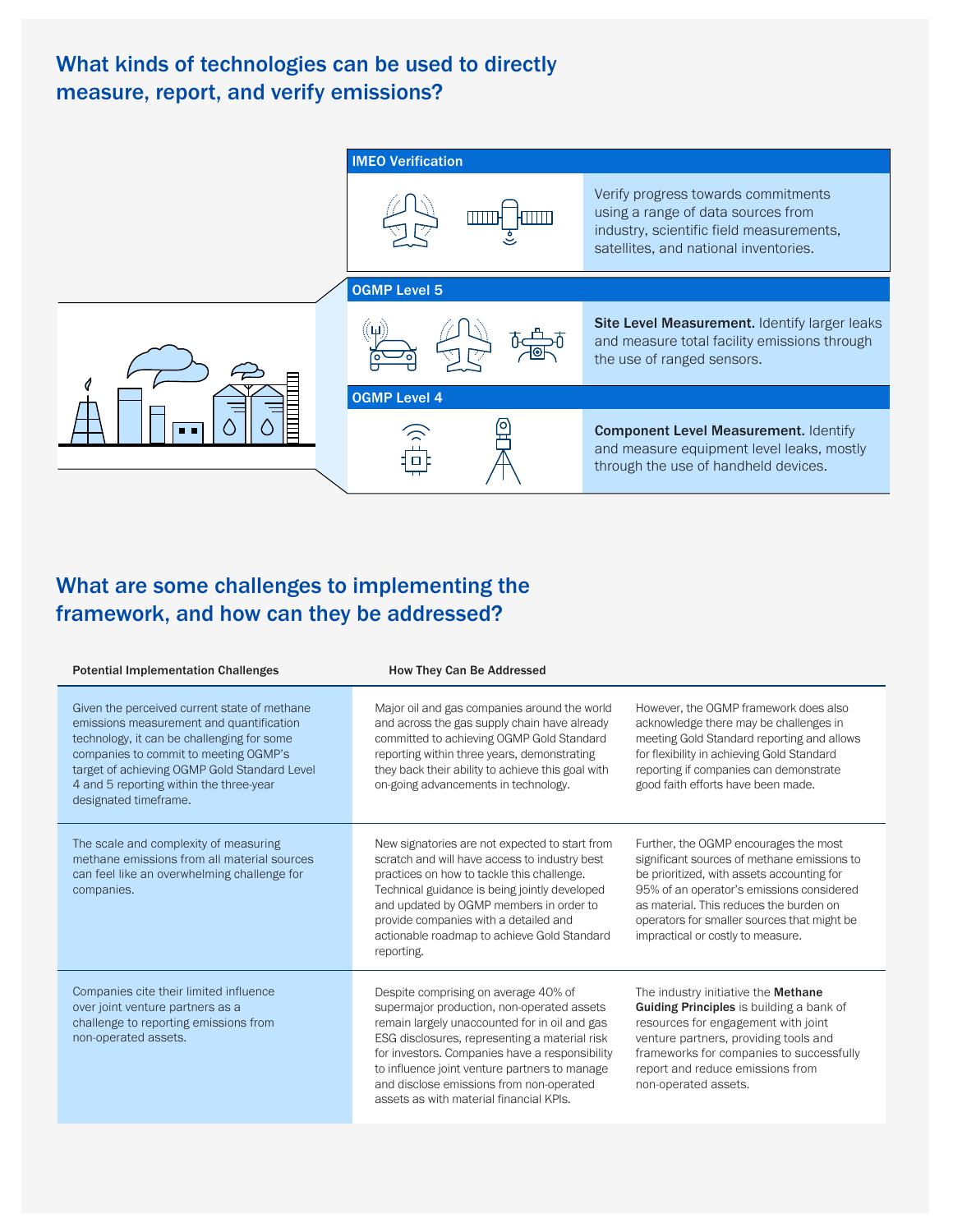## What kinds of technologies can be used to directly measure, report, and verify emissions?

**IMEO Verification**

Verify progress towards commitments using a range of data sources from industry, scientific field measurements, satellites, and national inventories.

**OGMP Level 5**

**Site Level Measurement.** Identify larger leaks and measure total facility emissions through the use of ranged sensors.

**OGMP Level 4**

**Component Level Measurement.** Identify and measure equipment level leaks, mostly through the use of handheld devices.

## What are some challenges to implementing the framework, and how can they be addressed?

| Potential Implementation Challenges | How They Can Be Addressed | |
|---|---|---|
| Given the perceived current state of methane emissions measurement and quantification technology, it can be challenging for some companies to commit to meeting OGMP's target of achieving OGMP Gold Standard Level 4 and 5 reporting within the three-year designated timeframe. | Major oil and gas companies around the world and across the gas supply chain have already committed to achieving OGMP Gold Standard reporting within three years, demonstrating they back their ability to achieve this goal with on-going advancements in technology. | However, the OGMP framework does also acknowledge there may be challenges in meeting Gold Standard reporting and allows for flexibility in achieving Gold Standard reporting if companies can demonstrate good faith efforts have been made. |
| The scale and complexity of measuring methane emissions from all material sources can feel like an overwhelming challenge for companies. | New signatories are not expected to start from scratch and will have access to industry best practices on how to tackle this challenge. Technical guidance is being jointly developed and updated by OGMP members in order to provide companies with a detailed and actionable roadmap to achieve Gold Standard reporting. | Further, the OGMP encourages the most significant sources of methane emissions to be prioritized, with assets accounting for 95% of an operator's emissions considered as material. This reduces the burden on operators for smaller sources that might be impractical or costly to measure. |
| Companies cite their limited influence over joint venture partners as a challenge to reporting emissions from non-operated assets. | Despite comprising on average 40% of supermajor production, non-operated assets remain largely unaccounted for in oil and gas ESG disclosures, representing a material risk for investors. Companies have a responsibility to influence joint venture partners to manage and disclose emissions from non-operated assets as with material financial KPIs. | The industry initiative the **Methane Guiding Principles** is building a bank of resources for engagement with joint venture partners, providing tools and frameworks for companies to successfully report and reduce emissions from non-operated assets. |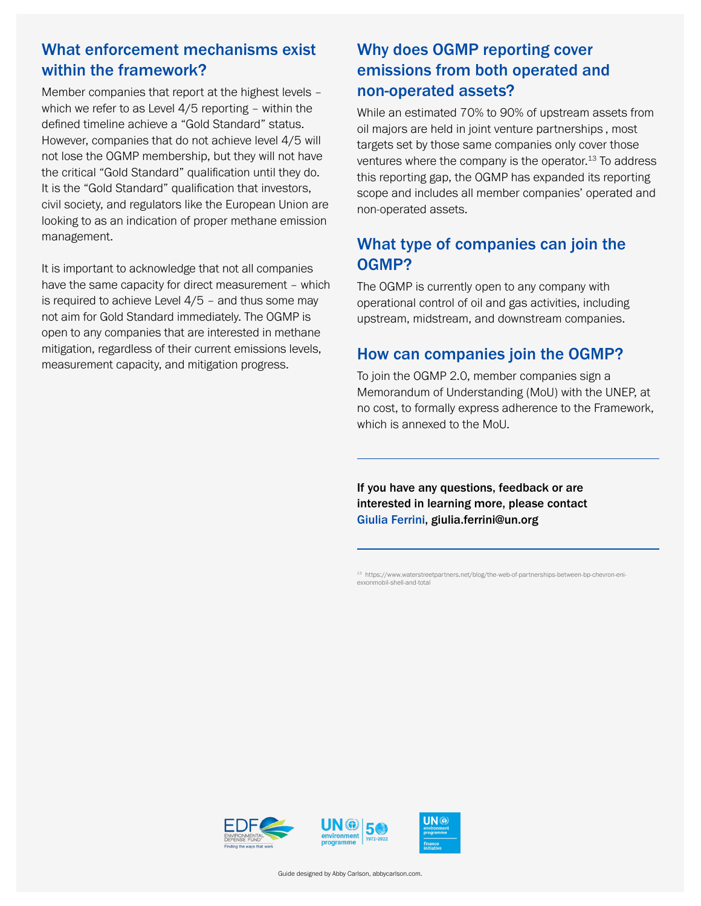## What enforcement mechanisms exist within the framework?

Member companies that report at the highest levels – which we refer to as Level 4/5 reporting – within the defined timeline achieve a "Gold Standard" status. However, companies that do not achieve level 4/5 will not lose the OGMP membership, but they will not have the critical "Gold Standard" qualification until they do. It is the "Gold Standard" qualification that investors, civil society, and regulators like the European Union are looking to as an indication of proper methane emission management.

It is important to acknowledge that not all companies have the same capacity for direct measurement – which is required to achieve Level 4/5 – and thus some may not aim for Gold Standard immediately. The OGMP is open to any companies that are interested in methane mitigation, regardless of their current emissions levels, measurement capacity, and mitigation progress.

## Why does OGMP reporting cover emissions from both operated and non-operated assets?

While an estimated 70% to 90% of upstream assets from oil majors are held in joint venture partnerships , most targets set by those same companies only cover those ventures where the company is the operator.[13] To address this reporting gap, the OGMP has expanded its reporting scope and includes all member companies' operated and non-operated assets.

## What type of companies can join the OGMP?

The OGMP is currently open to any company with operational control of oil and gas activities, including upstream, midstream, and downstream companies.

## How can companies join the OGMP?

To join the OGMP 2.0, member companies sign a Memorandum of Understanding (MoU) with the UNEP, at no cost, to formally express adherence to the Framework, which is annexed to the MoU.

---

**If you have any questions, feedback or are interested in learning more, please contact Giulia Ferrini, giulia.ferrini@un.org**

---

[13] https://www.waterstreetpartners.net/blog/the-web-of-partnerships-between-bp-chevron-eni-exxonmobil-shell-and-total

Guide designed by Abby Carlson, abbycarlson.com.